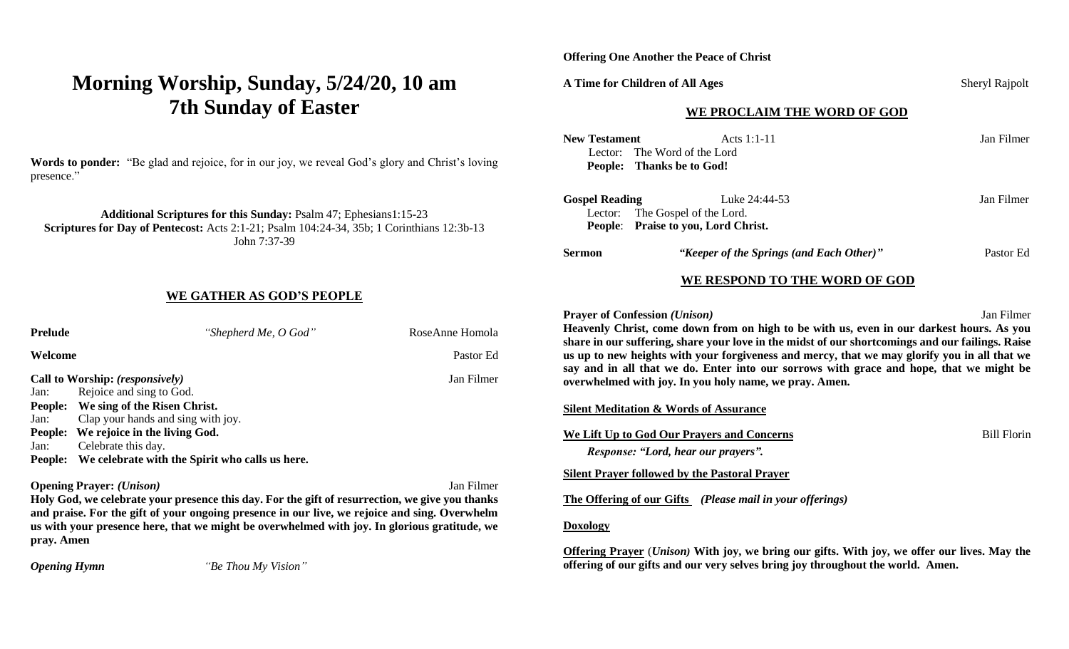# Morning Worship, Sunday, 5/24/20, 10 am
# 7th Sunday of Easter

**Words to ponder:** "Be glad and rejoice, for in our joy, we reveal God's glory and Christ's loving presence."

**Additional Scriptures for this Sunday:** Psalm 47; Ephesians1:15-23
**Scriptures for Day of Pentecost:** Acts 2:1-21; Psalm 104:24-34, 35b; 1 Corinthians 12:3b-13 John 7:37-39

## WE GATHER AS GOD'S PEOPLE

**Prelude** *"Shepherd Me, O God"* RoseAnne Homola

**Welcome** Pastor Ed

**Call to Worship:** *(responsively)* Jan Filmer

Jan: Rejoice and sing to God.
**People: We sing of the Risen Christ.**
Jan: Clap your hands and sing with joy.
**People: We rejoice in the living God.**
Jan: Celebrate this day.
**People: We celebrate with the Spirit who calls us here.**

**Opening Prayer:** *(Unison)* Jan Filmer

**Holy God, we celebrate your presence this day. For the gift of resurrection, we give you thanks and praise. For the gift of your ongoing presence in our live, we rejoice and sing. Overwhelm us with your presence here, that we might be overwhelmed with joy. In glorious gratitude, we pray. Amen**

***Opening Hymn*** *"Be Thou My Vision"*

**Offering One Another the Peace of Christ**

**A Time for Children of All Ages** Sheryl Rajpolt

## WE PROCLAIM THE WORD OF GOD

**New Testament** Acts 1:1-11 Jan Filmer

Lector: The Word of the Lord
**People: Thanks be to God!**

**Gospel Reading** Luke 24:44-53 Jan Filmer

Lector: The Gospel of the Lord.
**People**: **Praise to you, Lord Christ.**

**Sermon** ***"Keeper of the Springs (and Each Other)"*** Pastor Ed

## WE RESPOND TO THE WORD OF GOD

**Prayer of Confession** ***(Unison)*** Jan Filmer

**Heavenly Christ, come down from on high to be with us, even in our darkest hours. As you share in our suffering, share your love in the midst of our shortcomings and our failings. Raise us up to new heights with your forgiveness and mercy, that we may glorify you in all that we say and in all that we do. Enter into our sorrows with grace and hope, that we might be overwhelmed with joy. In you holy name, we pray. Amen.**

**Silent Meditation & Words of Assurance**

**We Lift Up to God Our Prayers and Concerns** Bill Florin

*Response: "Lord, hear our prayers".*

**Silent Prayer followed by the Pastoral Prayer**

**The Offering of our Gifts** ***(Please mail in your offerings)***

**Doxology**

**Offering Prayer** (***Unison)*** **With joy, we bring our gifts. With joy, we offer our lives. May the offering of our gifts and our very selves bring joy throughout the world. Amen.**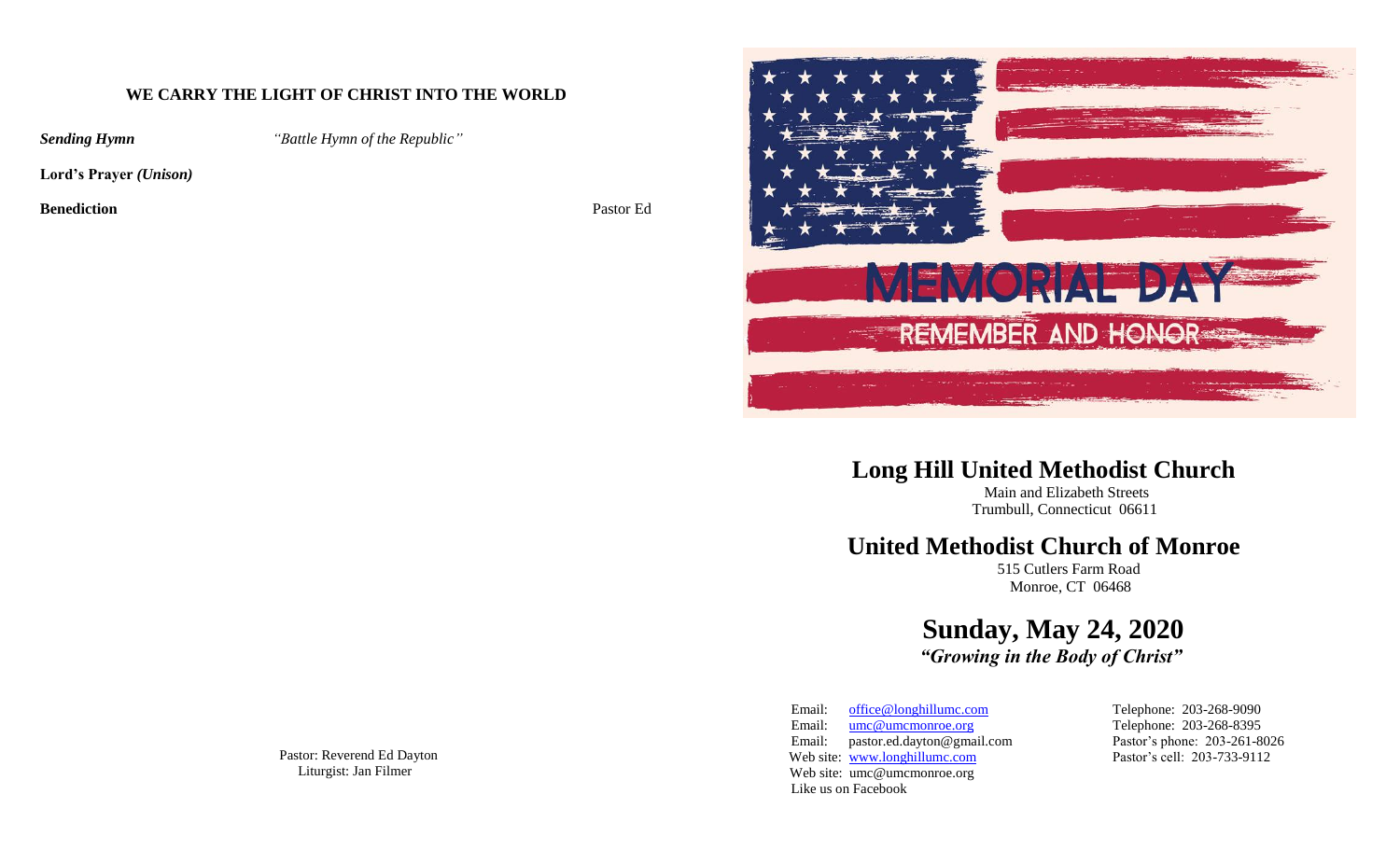## WE CARRY THE LIGHT OF CHRIST INTO THE WORLD

***Sending Hymn*** *"Battle Hymn of the Republic"*

**Lord's Prayer *(Unison)***

**Benediction** Pastor Ed

Pastor: Reverend Ed Dayton
Liturgist: Jan Filmer

MEMORIAL DAY
REMEMBER AND HONOR

# Long Hill United Methodist Church

Main and Elizabeth Streets
Trumbull, Connecticut 06611

# United Methodist Church of Monroe

515 Cutlers Farm Road
Monroe, CT 06468

# Sunday, May 24, 2020

***"Growing in the Body of Christ"***

Email: office@longhillumc.com
Email: umc@umcmonroe.org
Email: pastor.ed.dayton@gmail.com
Web site: www.longhillumc.com
Web site: umc@umcmonroe.org
Like us on Facebook

Telephone: 203-268-9090
Telephone: 203-268-8395
Pastor's phone: 203-261-8026
Pastor's cell: 203-733-9112